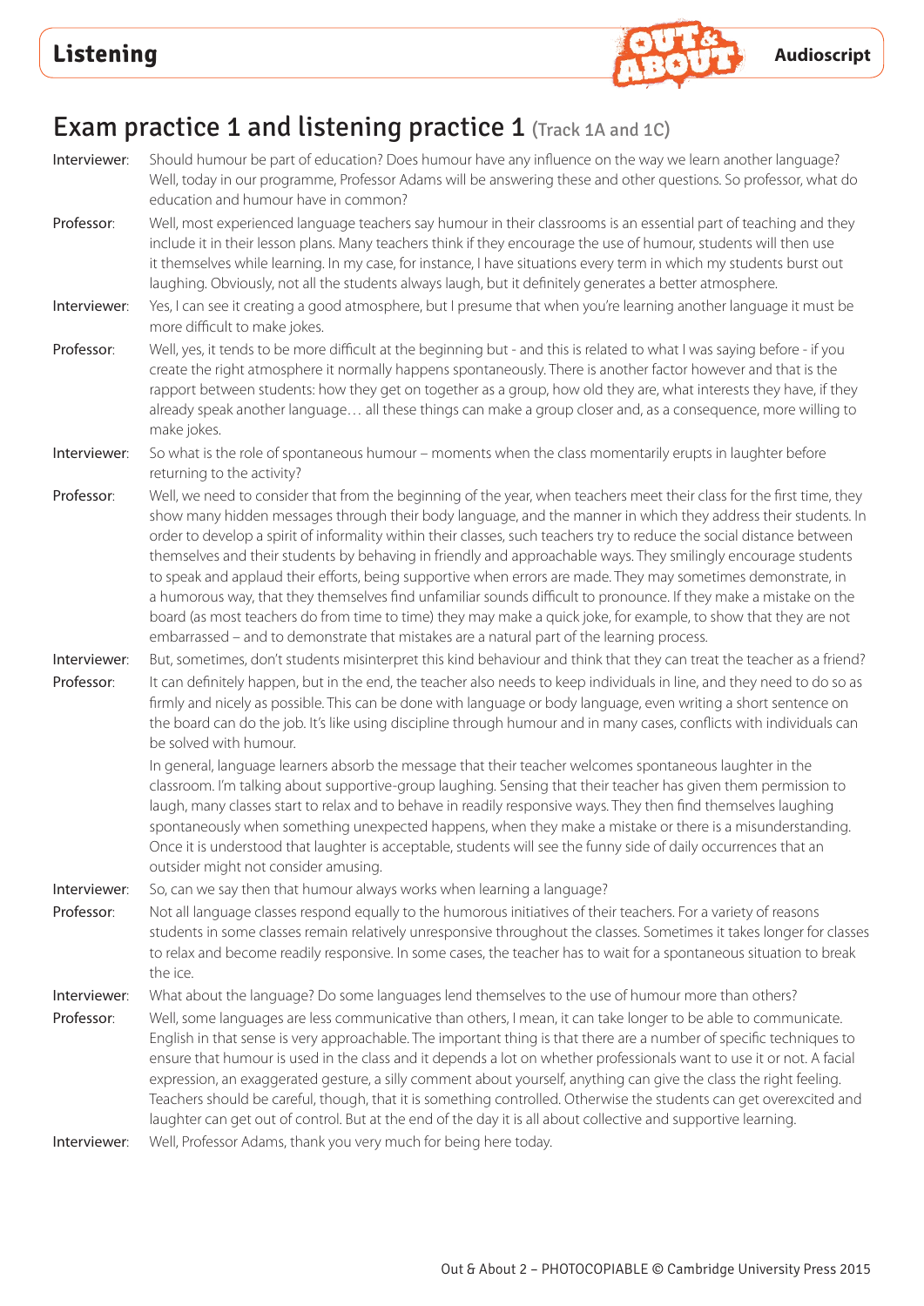# Exam practice 1 and listening practice 1 (Track 1A and 1C)

**Interviewer**: Should humour be part of education? Does humour have any influence on the way we learn another language? Well, today in our programme, Professor Adams will be answering these and other questions. So professor, what do education and humour have in common?

**Professor**: Well, most experienced language teachers say humour in their classrooms is an essential part of teaching and they include it in their lesson plans. Many teachers think if they encourage the use of humour, students will then use it themselves while learning. In my case, for instance, I have situations every term in which my students burst out laughing. Obviously, not all the students always laugh, but it definitely generates a better atmosphere.

**Interviewer**: Yes, I can see it creating a good atmosphere, but I presume that when you're learning another language it must be more difficult to make jokes.

**Professor**: Well, yes, it tends to be more difficult at the beginning but - and this is related to what I was saying before - if you create the right atmosphere it normally happens spontaneously. There is another factor however and that is the rapport between students: how they get on together as a group, how old they are, what interests they have, if they already speak another language… all these things can make a group closer and, as a consequence, more willing to make jokes.

**Interviewer**: So what is the role of spontaneous humour – moments when the class momentarily erupts in laughter before returning to the activity?

**Professor**: Well, we need to consider that from the beginning of the year, when teachers meet their class for the first time, they show many hidden messages through their body language, and the manner in which they address their students. In order to develop a spirit of informality within their classes, such teachers try to reduce the social distance between themselves and their students by behaving in friendly and approachable ways. They smilingly encourage students to speak and applaud their efforts, being supportive when errors are made. They may sometimes demonstrate, in a humorous way, that they themselves find unfamiliar sounds difficult to pronounce. If they make a mistake on the board (as most teachers do from time to time) they may make a quick joke, for example, to show that they are not embarrassed – and to demonstrate that mistakes are a natural part of the learning process.

**Interviewer**: But, sometimes, don't students misinterpret this kind behaviour and think that they can treat the teacher as a friend?

**Professor**: It can definitely happen, but in the end, the teacher also needs to keep individuals in line, and they need to do so as firmly and nicely as possible. This can be done with language or body language, even writing a short sentence on the board can do the job. It's like using discipline through humour and in many cases, conflicts with individuals can be solved with humour.

In general, language learners absorb the message that their teacher welcomes spontaneous laughter in the classroom. I'm talking about supportive-group laughing. Sensing that their teacher has given them permission to laugh, many classes start to relax and to behave in readily responsive ways. They then find themselves laughing spontaneously when something unexpected happens, when they make a mistake or there is a misunderstanding. Once it is understood that laughter is acceptable, students will see the funny side of daily occurrences that an outsider might not consider amusing.

**Interviewer**: So, can we say then that humour always works when learning a language?

**Professor**: Not all language classes respond equally to the humorous initiatives of their teachers. For a variety of reasons students in some classes remain relatively unresponsive throughout the classes. Sometimes it takes longer for classes to relax and become readily responsive. In some cases, the teacher has to wait for a spontaneous situation to break the ice.

**Interviewer**: What about the language? Do some languages lend themselves to the use of humour more than others?

**Professor**: Well, some languages are less communicative than others, I mean, it can take longer to be able to communicate. English in that sense is very approachable. The important thing is that there are a number of specific techniques to ensure that humour is used in the class and it depends a lot on whether professionals want to use it or not. A facial expression, an exaggerated gesture, a silly comment about yourself, anything can give the class the right feeling. Teachers should be careful, though, that it is something controlled. Otherwise the students can get overexcited and laughter can get out of control. But at the end of the day it is all about collective and supportive learning.

**Interviewer**: Well, Professor Adams, thank you very much for being here today.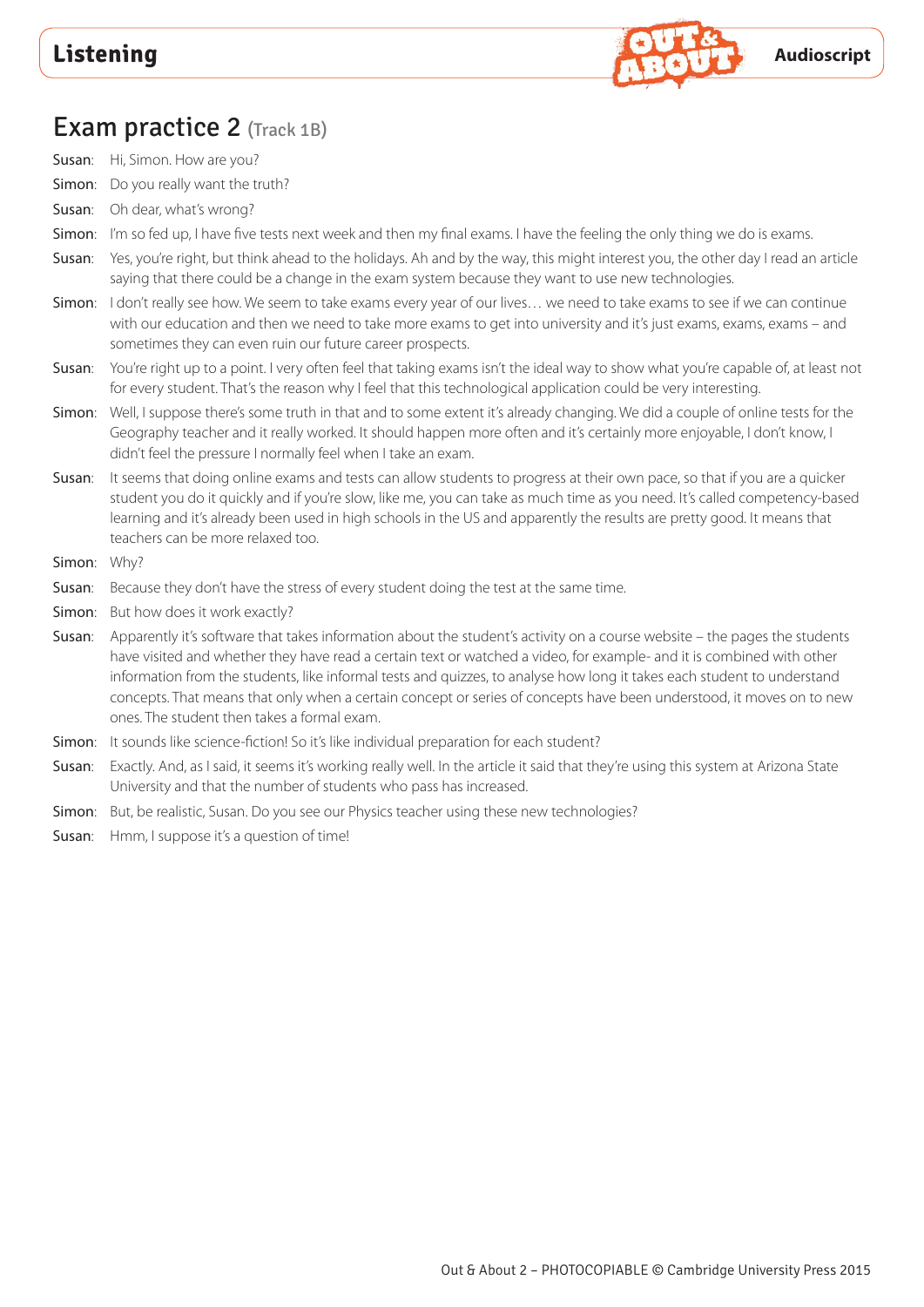## Exam practice 2 (Track 1B)

**Susan**: Hi, Simon. How are you?

**Simon**: Do you really want the truth?

**Susan**: Oh dear, what's wrong?

**Simon**: I'm so fed up, I have five tests next week and then my final exams. I have the feeling the only thing we do is exams.

**Susan**: Yes, you're right, but think ahead to the holidays. Ah and by the way, this might interest you, the other day I read an article saying that there could be a change in the exam system because they want to use new technologies.

**Simon**: I don't really see how. We seem to take exams every year of our lives… we need to take exams to see if we can continue with our education and then we need to take more exams to get into university and it's just exams, exams, exams – and sometimes they can even ruin our future career prospects.

**Susan**: You're right up to a point. I very often feel that taking exams isn't the ideal way to show what you're capable of, at least not for every student. That's the reason why I feel that this technological application could be very interesting.

**Simon**: Well, I suppose there's some truth in that and to some extent it's already changing. We did a couple of online tests for the Geography teacher and it really worked. It should happen more often and it's certainly more enjoyable, I don't know, I didn't feel the pressure I normally feel when I take an exam.

**Susan**: It seems that doing online exams and tests can allow students to progress at their own pace, so that if you are a quicker student you do it quickly and if you're slow, like me, you can take as much time as you need. It's called competency-based learning and it's already been used in high schools in the US and apparently the results are pretty good. It means that teachers can be more relaxed too.

**Simon**: Why?

**Susan**: Because they don't have the stress of every student doing the test at the same time.

**Simon**: But how does it work exactly?

**Susan**: Apparently it's software that takes information about the student's activity on a course website – the pages the students have visited and whether they have read a certain text or watched a video, for example- and it is combined with other information from the students, like informal tests and quizzes, to analyse how long it takes each student to understand concepts. That means that only when a certain concept or series of concepts have been understood, it moves on to new ones. The student then takes a formal exam.

**Simon**: It sounds like science-fiction! So it's like individual preparation for each student?

**Susan**: Exactly. And, as I said, it seems it's working really well. In the article it said that they're using this system at Arizona State University and that the number of students who pass has increased.

**Simon**: But, be realistic, Susan. Do you see our Physics teacher using these new technologies?

**Susan**: Hmm, I suppose it's a question of time!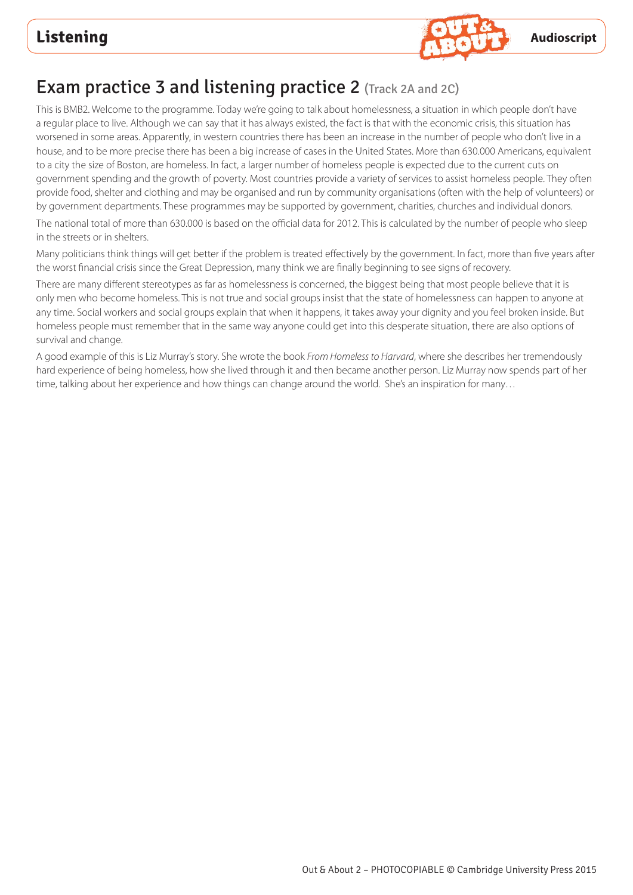# Exam practice 3 and listening practice 2 (Track 2A and 2C)

This is BMB2. Welcome to the programme. Today we're going to talk about homelessness, a situation in which people don't have a regular place to live. Although we can say that it has always existed, the fact is that with the economic crisis, this situation has worsened in some areas. Apparently, in western countries there has been an increase in the number of people who don't live in a house, and to be more precise there has been a big increase of cases in the United States. More than 630.000 Americans, equivalent to a city the size of Boston, are homeless. In fact, a larger number of homeless people is expected due to the current cuts on government spending and the growth of poverty. Most countries provide a variety of services to assist homeless people. They often provide food, shelter and clothing and may be organised and run by community organisations (often with the help of volunteers) or by government departments. These programmes may be supported by government, charities, churches and individual donors.

The national total of more than 630.000 is based on the official data for 2012. This is calculated by the number of people who sleep in the streets or in shelters.

Many politicians think things will get better if the problem is treated effectively by the government. In fact, more than five years after the worst financial crisis since the Great Depression, many think we are finally beginning to see signs of recovery.

There are many different stereotypes as far as homelessness is concerned, the biggest being that most people believe that it is only men who become homeless. This is not true and social groups insist that the state of homelessness can happen to anyone at any time. Social workers and social groups explain that when it happens, it takes away your dignity and you feel broken inside. But homeless people must remember that in the same way anyone could get into this desperate situation, there are also options of survival and change.

A good example of this is Liz Murray's story. She wrote the book *From Homeless to Harvard*, where she describes her tremendously hard experience of being homeless, how she lived through it and then became another person. Liz Murray now spends part of her time, talking about her experience and how things can change around the world. She's an inspiration for many…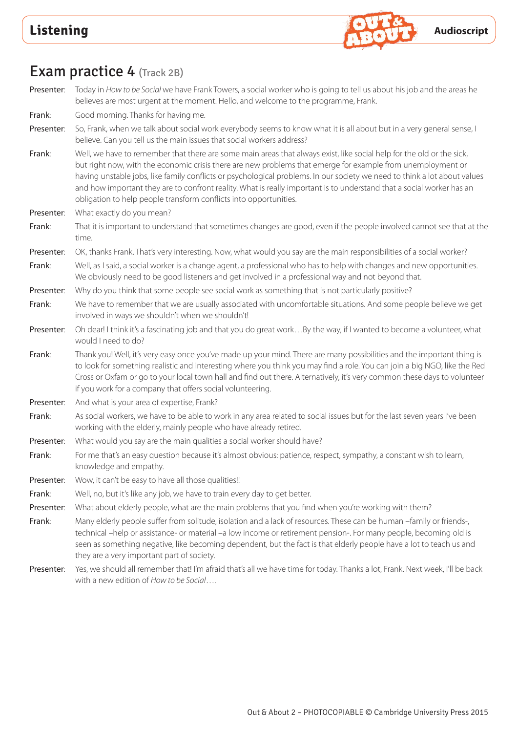## Exam practice 4 (Track 2B)

**Presenter:** Today in *How to be Social* we have Frank Towers, a social worker who is going to tell us about his job and the areas he believes are most urgent at the moment. Hello, and welcome to the programme, Frank.

**Frank:** Good morning. Thanks for having me.

**Presenter:** So, Frank, when we talk about social work everybody seems to know what it is all about but in a very general sense, I believe. Can you tell us the main issues that social workers address?

**Frank:** Well, we have to remember that there are some main areas that always exist, like social help for the old or the sick, but right now, with the economic crisis there are new problems that emerge for example from unemployment or having unstable jobs, like family conflicts or psychological problems. In our society we need to think a lot about values and how important they are to confront reality. What is really important is to understand that a social worker has an obligation to help people transform conflicts into opportunities.

**Presenter:** What exactly do you mean?

**Frank:** That it is important to understand that sometimes changes are good, even if the people involved cannot see that at the time.

**Presenter:** OK, thanks Frank. That's very interesting. Now, what would you say are the main responsibilities of a social worker?

**Frank:** Well, as I said, a social worker is a change agent, a professional who has to help with changes and new opportunities. We obviously need to be good listeners and get involved in a professional way and not beyond that.

**Presenter:** Why do you think that some people see social work as something that is not particularly positive?

**Frank:** We have to remember that we are usually associated with uncomfortable situations. And some people believe we get involved in ways we shouldn't when we shouldn't!

**Presenter:** Oh dear! I think it's a fascinating job and that you do great work…By the way, if I wanted to become a volunteer, what would I need to do?

**Frank:** Thank you! Well, it's very easy once you've made up your mind. There are many possibilities and the important thing is to look for something realistic and interesting where you think you may find a role. You can join a big NGO, like the Red Cross or Oxfam or go to your local town hall and find out there. Alternatively, it's very common these days to volunteer if you work for a company that offers social volunteering.

**Presenter:** And what is your area of expertise, Frank?

**Frank:** As social workers, we have to be able to work in any area related to social issues but for the last seven years I've been working with the elderly, mainly people who have already retired.

**Presenter:** What would you say are the main qualities a social worker should have?

**Frank:** For me that's an easy question because it's almost obvious: patience, respect, sympathy, a constant wish to learn, knowledge and empathy.

**Presenter:** Wow, it can't be easy to have all those qualities!!

**Frank:** Well, no, but it's like any job, we have to train every day to get better.

**Presenter:** What about elderly people, what are the main problems that you find when you're working with them?

**Frank:** Many elderly people suffer from solitude, isolation and a lack of resources. These can be human –family or friends-, technical –help or assistance- or material –a low income or retirement pension-. For many people, becoming old is seen as something negative, like becoming dependent, but the fact is that elderly people have a lot to teach us and they are a very important part of society.

**Presenter:** Yes, we should all remember that! I'm afraid that's all we have time for today. Thanks a lot, Frank. Next week, I'll be back with a new edition of *How to be Social*….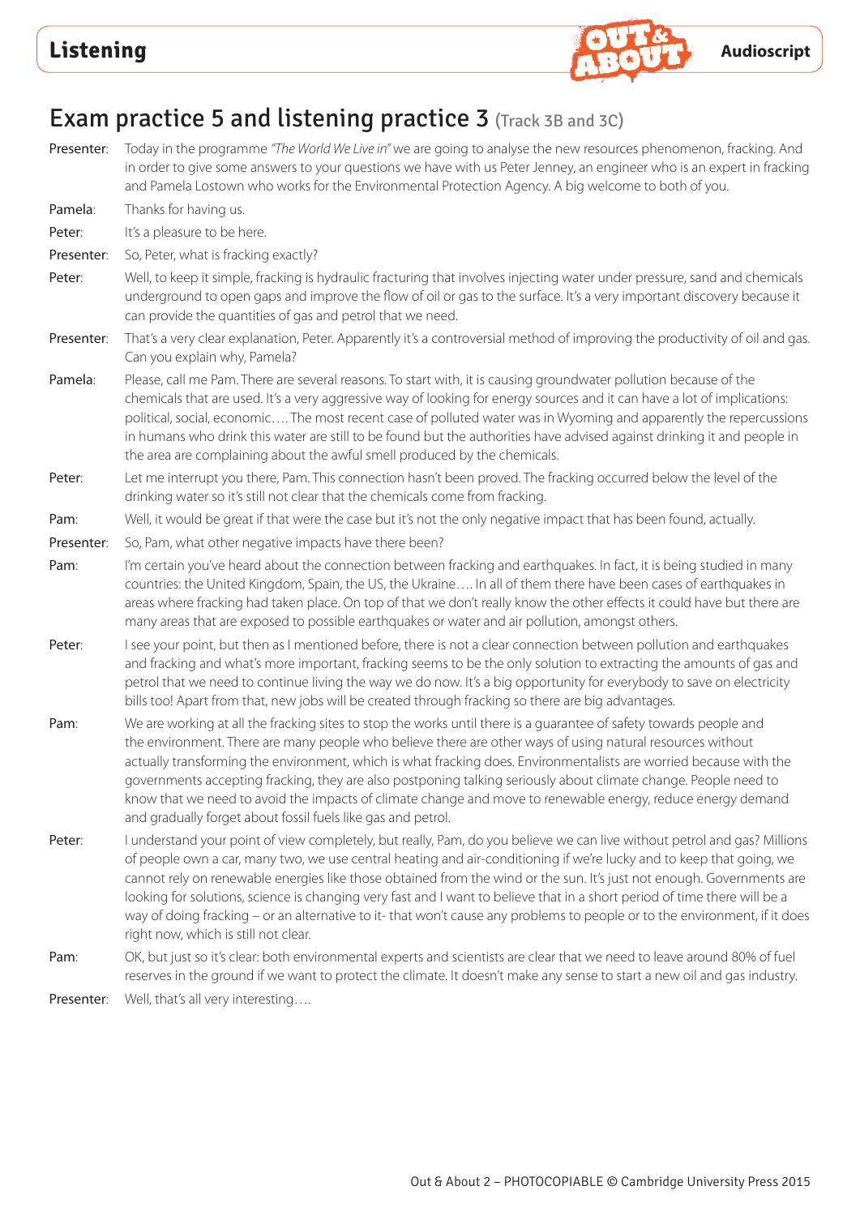# Exam practice 5 and listening practice 3 (Track 3B and 3C)

**Presenter**: Today in the programme *"The World We Live in"* we are going to analyse the new resources phenomenon, fracking. And in order to give some answers to your questions we have with us Peter Jenney, an engineer who is an expert in fracking and Pamela Lostown who works for the Environmental Protection Agency. A big welcome to both of you.

**Pamela**: Thanks for having us.

**Peter**: It's a pleasure to be here.

**Presenter**: So, Peter, what is fracking exactly?

**Peter**: Well, to keep it simple, fracking is hydraulic fracturing that involves injecting water under pressure, sand and chemicals underground to open gaps and improve the flow of oil or gas to the surface. It's a very important discovery because it can provide the quantities of gas and petrol that we need.

**Presenter**: That's a very clear explanation, Peter. Apparently it's a controversial method of improving the productivity of oil and gas. Can you explain why, Pamela?

**Pamela**: Please, call me Pam. There are several reasons. To start with, it is causing groundwater pollution because of the chemicals that are used. It's a very aggressive way of looking for energy sources and it can have a lot of implications: political, social, economic…. The most recent case of polluted water was in Wyoming and apparently the repercussions in humans who drink this water are still to be found but the authorities have advised against drinking it and people in the area are complaining about the awful smell produced by the chemicals.

**Peter**: Let me interrupt you there, Pam. This connection hasn't been proved. The fracking occurred below the level of the drinking water so it's still not clear that the chemicals come from fracking.

**Pam**: Well, it would be great if that were the case but it's not the only negative impact that has been found, actually.

**Presenter**: So, Pam, what other negative impacts have there been?

**Pam**: I'm certain you've heard about the connection between fracking and earthquakes. In fact, it is being studied in many countries: the United Kingdom, Spain, the US, the Ukraine…. In all of them there have been cases of earthquakes in areas where fracking had taken place. On top of that we don't really know the other effects it could have but there are many areas that are exposed to possible earthquakes or water and air pollution, amongst others.

**Peter**: I see your point, but then as I mentioned before, there is not a clear connection between pollution and earthquakes and fracking and what's more important, fracking seems to be the only solution to extracting the amounts of gas and petrol that we need to continue living the way we do now. It's a big opportunity for everybody to save on electricity bills too! Apart from that, new jobs will be created through fracking so there are big advantages.

**Pam**: We are working at all the fracking sites to stop the works until there is a guarantee of safety towards people and the environment. There are many people who believe there are other ways of using natural resources without actually transforming the environment, which is what fracking does. Environmentalists are worried because with the governments accepting fracking, they are also postponing talking seriously about climate change. People need to know that we need to avoid the impacts of climate change and move to renewable energy, reduce energy demand and gradually forget about fossil fuels like gas and petrol.

**Peter**: I understand your point of view completely, but really, Pam, do you believe we can live without petrol and gas? Millions of people own a car, many two, we use central heating and air-conditioning if we're lucky and to keep that going, we cannot rely on renewable energies like those obtained from the wind or the sun. It's just not enough. Governments are looking for solutions, science is changing very fast and I want to believe that in a short period of time there will be a way of doing fracking – or an alternative to it- that won't cause any problems to people or to the environment, if it does right now, which is still not clear.

**Pam**: OK, but just so it's clear: both environmental experts and scientists are clear that we need to leave around 80% of fuel reserves in the ground if we want to protect the climate. It doesn't make any sense to start a new oil and gas industry.

**Presenter**: Well, that's all very interesting….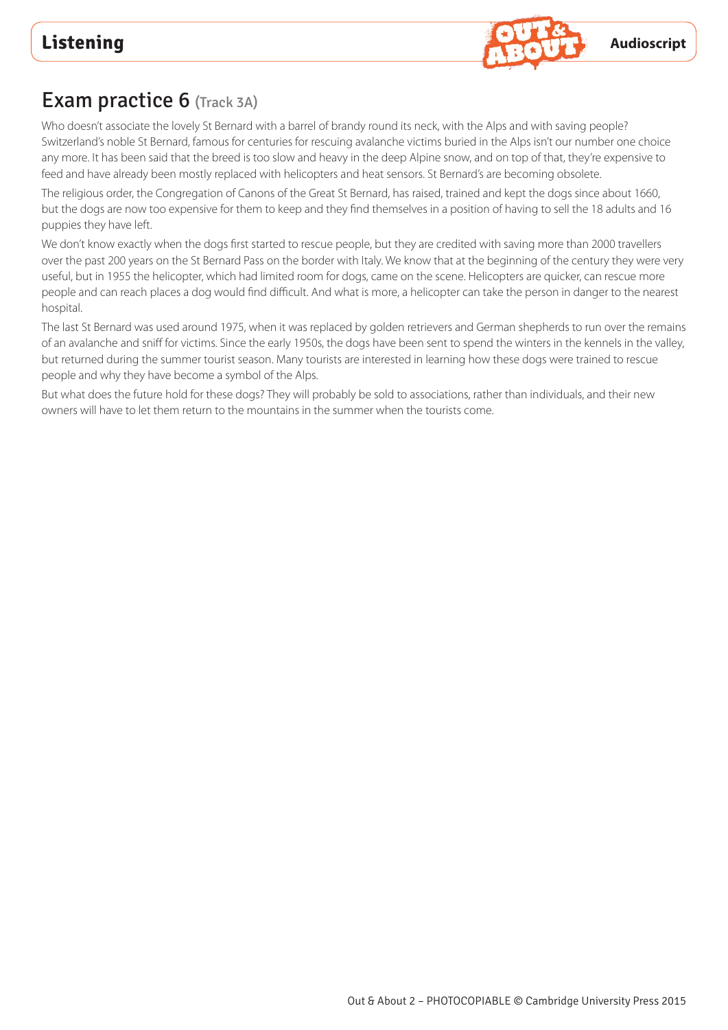## Exam practice 6 (Track 3A)

Who doesn't associate the lovely St Bernard with a barrel of brandy round its neck, with the Alps and with saving people? Switzerland's noble St Bernard, famous for centuries for rescuing avalanche victims buried in the Alps isn't our number one choice any more. It has been said that the breed is too slow and heavy in the deep Alpine snow, and on top of that, they're expensive to feed and have already been mostly replaced with helicopters and heat sensors. St Bernard's are becoming obsolete.

The religious order, the Congregation of Canons of the Great St Bernard, has raised, trained and kept the dogs since about 1660, but the dogs are now too expensive for them to keep and they find themselves in a position of having to sell the 18 adults and 16 puppies they have left.

We don't know exactly when the dogs first started to rescue people, but they are credited with saving more than 2000 travellers over the past 200 years on the St Bernard Pass on the border with Italy. We know that at the beginning of the century they were very useful, but in 1955 the helicopter, which had limited room for dogs, came on the scene. Helicopters are quicker, can rescue more people and can reach places a dog would find difficult. And what is more, a helicopter can take the person in danger to the nearest hospital.

The last St Bernard was used around 1975, when it was replaced by golden retrievers and German shepherds to run over the remains of an avalanche and sniff for victims. Since the early 1950s, the dogs have been sent to spend the winters in the kennels in the valley, but returned during the summer tourist season. Many tourists are interested in learning how these dogs were trained to rescue people and why they have become a symbol of the Alps.

But what does the future hold for these dogs? They will probably be sold to associations, rather than individuals, and their new owners will have to let them return to the mountains in the summer when the tourists come.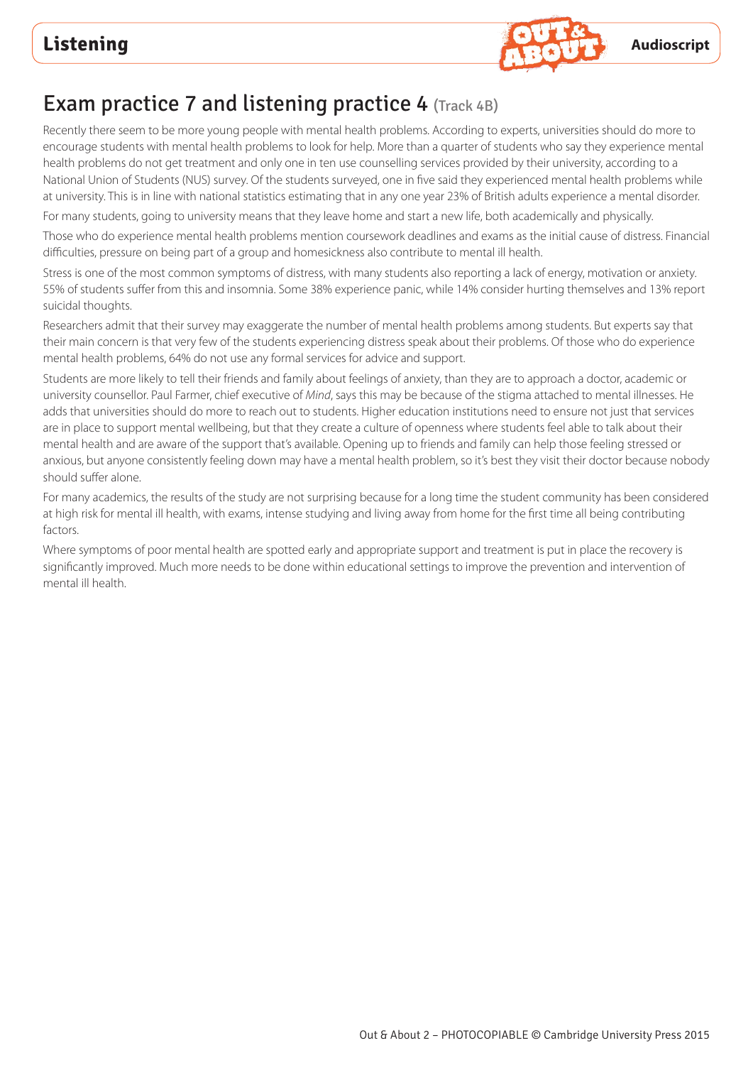# Exam practice 7 and listening practice 4 (Track 4B)

Recently there seem to be more young people with mental health problems. According to experts, universities should do more to encourage students with mental health problems to look for help. More than a quarter of students who say they experience mental health problems do not get treatment and only one in ten use counselling services provided by their university, according to a National Union of Students (NUS) survey. Of the students surveyed, one in five said they experienced mental health problems while at university. This is in line with national statistics estimating that in any one year 23% of British adults experience a mental disorder.

For many students, going to university means that they leave home and start a new life, both academically and physically.

Those who do experience mental health problems mention coursework deadlines and exams as the initial cause of distress. Financial difficulties, pressure on being part of a group and homesickness also contribute to mental ill health.

Stress is one of the most common symptoms of distress, with many students also reporting a lack of energy, motivation or anxiety. 55% of students suffer from this and insomnia. Some 38% experience panic, while 14% consider hurting themselves and 13% report suicidal thoughts.

Researchers admit that their survey may exaggerate the number of mental health problems among students. But experts say that their main concern is that very few of the students experiencing distress speak about their problems. Of those who do experience mental health problems, 64% do not use any formal services for advice and support.

Students are more likely to tell their friends and family about feelings of anxiety, than they are to approach a doctor, academic or university counsellor. Paul Farmer, chief executive of *Mind*, says this may be because of the stigma attached to mental illnesses. He adds that universities should do more to reach out to students. Higher education institutions need to ensure not just that services are in place to support mental wellbeing, but that they create a culture of openness where students feel able to talk about their mental health and are aware of the support that's available. Opening up to friends and family can help those feeling stressed or anxious, but anyone consistently feeling down may have a mental health problem, so it's best they visit their doctor because nobody should suffer alone.

For many academics, the results of the study are not surprising because for a long time the student community has been considered at high risk for mental ill health, with exams, intense studying and living away from home for the first time all being contributing factors.

Where symptoms of poor mental health are spotted early and appropriate support and treatment is put in place the recovery is significantly improved. Much more needs to be done within educational settings to improve the prevention and intervention of mental ill health.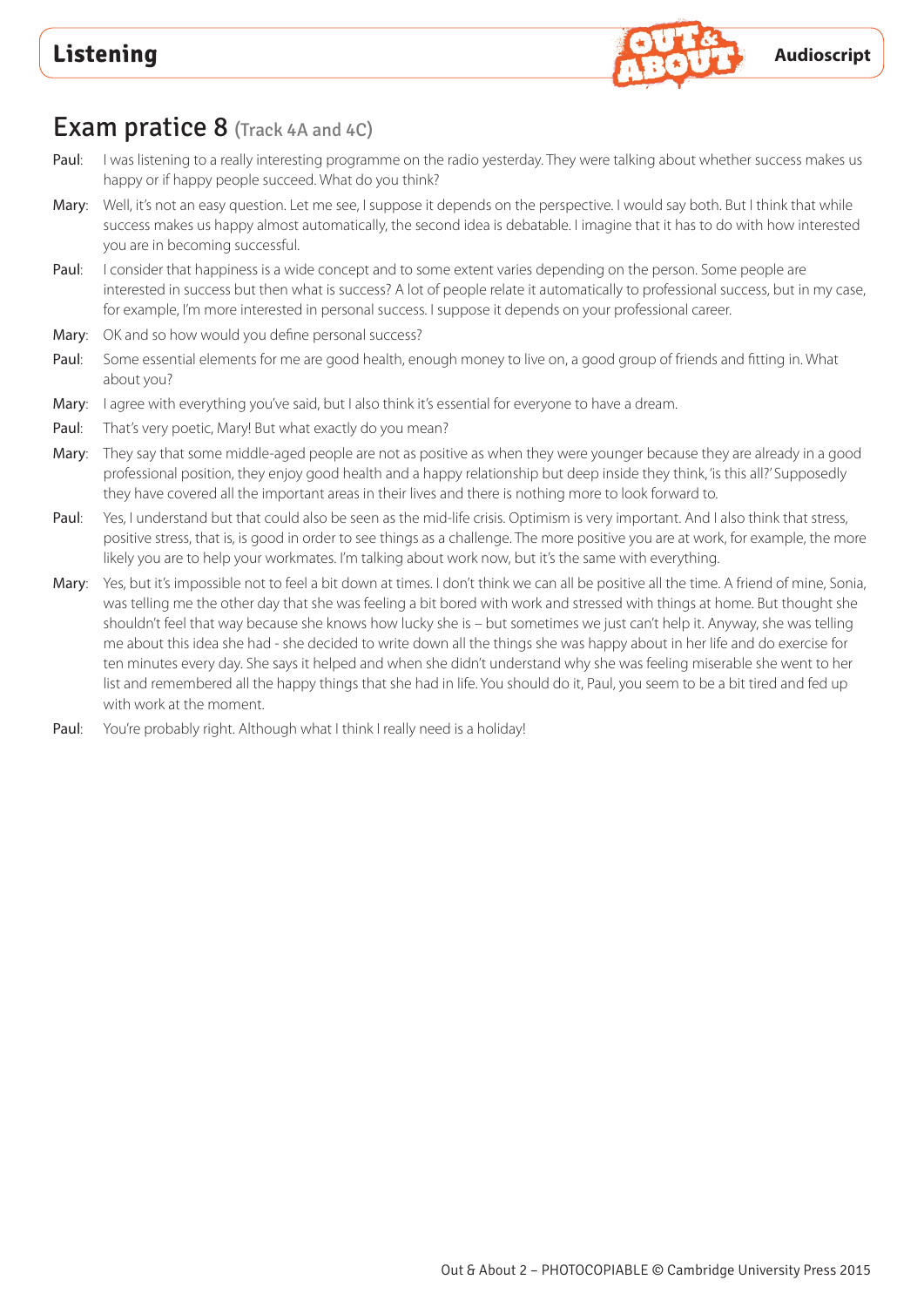## Listening

**Audioscript**

# Exam pratice 8 (Track 4A and 4C)

Paul: I was listening to a really interesting programme on the radio yesterday. They were talking about whether success makes us happy or if happy people succeed. What do you think?

Mary: Well, it's not an easy question. Let me see, I suppose it depends on the perspective. I would say both. But I think that while success makes us happy almost automatically, the second idea is debatable. I imagine that it has to do with how interested you are in becoming successful.

Paul: I consider that happiness is a wide concept and to some extent varies depending on the person. Some people are interested in success but then what is success? A lot of people relate it automatically to professional success, but in my case, for example, I'm more interested in personal success. I suppose it depends on your professional career.

Mary: OK and so how would you define personal success?

Paul: Some essential elements for me are good health, enough money to live on, a good group of friends and fitting in. What about you?

Mary: I agree with everything you've said, but I also think it's essential for everyone to have a dream.

Paul: That's very poetic, Mary! But what exactly do you mean?

Mary: They say that some middle-aged people are not as positive as when they were younger because they are already in a good professional position, they enjoy good health and a happy relationship but deep inside they think, 'is this all?' Supposedly they have covered all the important areas in their lives and there is nothing more to look forward to.

Paul: Yes, I understand but that could also be seen as the mid-life crisis. Optimism is very important. And I also think that stress, positive stress, that is, is good in order to see things as a challenge. The more positive you are at work, for example, the more likely you are to help your workmates. I'm talking about work now, but it's the same with everything.

Mary: Yes, but it's impossible not to feel a bit down at times. I don't think we can all be positive all the time. A friend of mine, Sonia, was telling me the other day that she was feeling a bit bored with work and stressed with things at home. But thought she shouldn't feel that way because she knows how lucky she is – but sometimes we just can't help it. Anyway, she was telling me about this idea she had - she decided to write down all the things she was happy about in her life and do exercise for ten minutes every day. She says it helped and when she didn't understand why she was feeling miserable she went to her list and remembered all the happy things that she had in life. You should do it, Paul, you seem to be a bit tired and fed up with work at the moment.

Paul: You're probably right. Although what I think I really need is a holiday!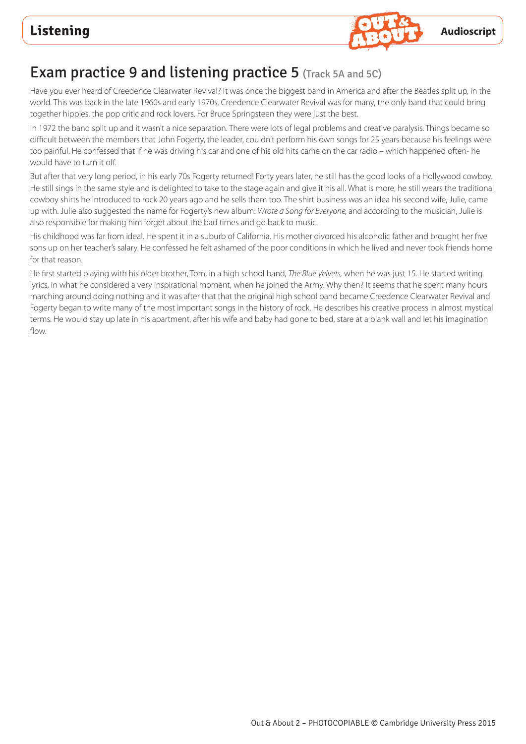## Exam practice 9 and listening practice 5 (Track 5A and 5C)

Have you ever heard of Creedence Clearwater Revival? It was once the biggest band in America and after the Beatles split up, in the world. This was back in the late 1960s and early 1970s. Creedence Clearwater Revival was for many, the only band that could bring together hippies, the pop critic and rock lovers. For Bruce Springsteen they were just the best.

In 1972 the band split up and it wasn't a nice separation. There were lots of legal problems and creative paralysis. Things became so difficult between the members that John Fogerty, the leader, couldn't perform his own songs for 25 years because his feelings were too painful. He confessed that if he was driving his car and one of his old hits came on the car radio – which happened often- he would have to turn it off.

But after that very long period, in his early 70s Fogerty returned! Forty years later, he still has the good looks of a Hollywood cowboy. He still sings in the same style and is delighted to take to the stage again and give it his all. What is more, he still wears the traditional cowboy shirts he introduced to rock 20 years ago and he sells them too. The shirt business was an idea his second wife, Julie, came up with. Julie also suggested the name for Fogerty's new album: *Wrote a Song for Everyone*, and according to the musician, Julie is also responsible for making him forget about the bad times and go back to music.

His childhood was far from ideal. He spent it in a suburb of California. His mother divorced his alcoholic father and brought her five sons up on her teacher's salary. He confessed he felt ashamed of the poor conditions in which he lived and never took friends home for that reason.

He first started playing with his older brother, Tom, in a high school band, *The Blue Velvets,* when he was just 15. He started writing lyrics, in what he considered a very inspirational moment, when he joined the Army. Why then? It seems that he spent many hours marching around doing nothing and it was after that that the original high school band became Creedence Clearwater Revival and Fogerty began to write many of the most important songs in the history of rock. He describes his creative process in almost mystical terms. He would stay up late in his apartment, after his wife and baby had gone to bed, stare at a blank wall and let his imagination flow.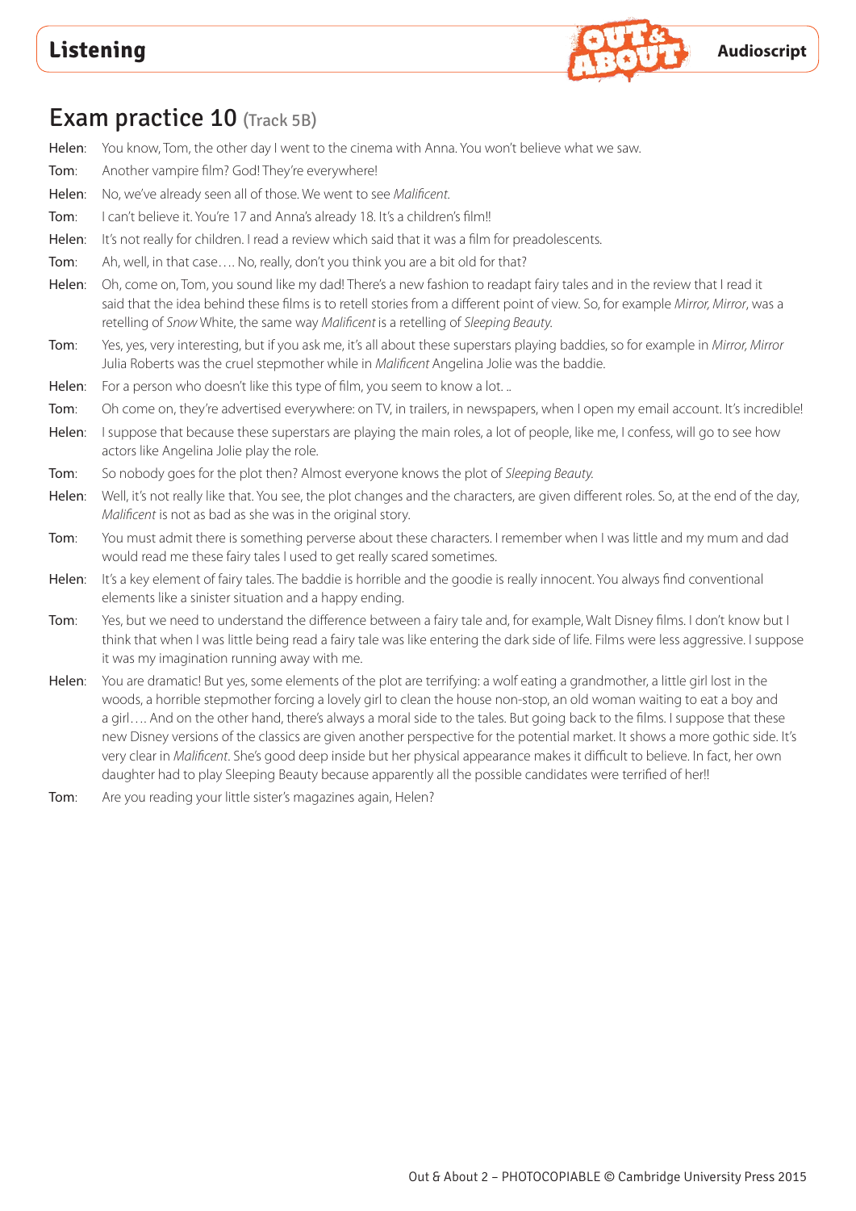# Exam practice 10 (Track 5B)

**Helen**: You know, Tom, the other day I went to the cinema with Anna. You won't believe what we saw.

**Tom**: Another vampire film? God! They're everywhere!

**Helen**: No, we've already seen all of those. We went to see *Malificent*.

**Tom**: I can't believe it. You're 17 and Anna's already 18. It's a children's film!!

**Helen**: It's not really for children. I read a review which said that it was a film for preadolescents.

**Tom**: Ah, well, in that case…. No, really, don't you think you are a bit old for that?

**Helen**: Oh, come on, Tom, you sound like my dad! There's a new fashion to readapt fairy tales and in the review that I read it said that the idea behind these films is to retell stories from a different point of view. So, for example *Mirror, Mirror*, was a retelling of *Snow* White, the same way *Malificent* is a retelling of *Sleeping Beauty*.

**Tom**: Yes, yes, very interesting, but if you ask me, it's all about these superstars playing baddies, so for example in *Mirror, Mirror* Julia Roberts was the cruel stepmother while in *Malificent* Angelina Jolie was the baddie.

**Helen**: For a person who doesn't like this type of film, you seem to know a lot. ..

**Tom**: Oh come on, they're advertised everywhere: on TV, in trailers, in newspapers, when I open my email account. It's incredible!

**Helen**: I suppose that because these superstars are playing the main roles, a lot of people, like me, I confess, will go to see how actors like Angelina Jolie play the role.

**Tom**: So nobody goes for the plot then? Almost everyone knows the plot of *Sleeping Beauty*.

**Helen**: Well, it's not really like that. You see, the plot changes and the characters, are given different roles. So, at the end of the day, *Malificent* is not as bad as she was in the original story.

**Tom**: You must admit there is something perverse about these characters. I remember when I was little and my mum and dad would read me these fairy tales I used to get really scared sometimes.

**Helen**: It's a key element of fairy tales. The baddie is horrible and the goodie is really innocent. You always find conventional elements like a sinister situation and a happy ending.

**Tom**: Yes, but we need to understand the difference between a fairy tale and, for example, Walt Disney films. I don't know but I think that when I was little being read a fairy tale was like entering the dark side of life. Films were less aggressive. I suppose it was my imagination running away with me.

**Helen**: You are dramatic! But yes, some elements of the plot are terrifying: a wolf eating a grandmother, a little girl lost in the woods, a horrible stepmother forcing a lovely girl to clean the house non-stop, an old woman waiting to eat a boy and a girl…. And on the other hand, there's always a moral side to the tales. But going back to the films. I suppose that these new Disney versions of the classics are given another perspective for the potential market. It shows a more gothic side. It's very clear in *Malificent*. She's good deep inside but her physical appearance makes it difficult to believe. In fact, her own daughter had to play Sleeping Beauty because apparently all the possible candidates were terrified of her!!

**Tom**: Are you reading your little sister's magazines again, Helen?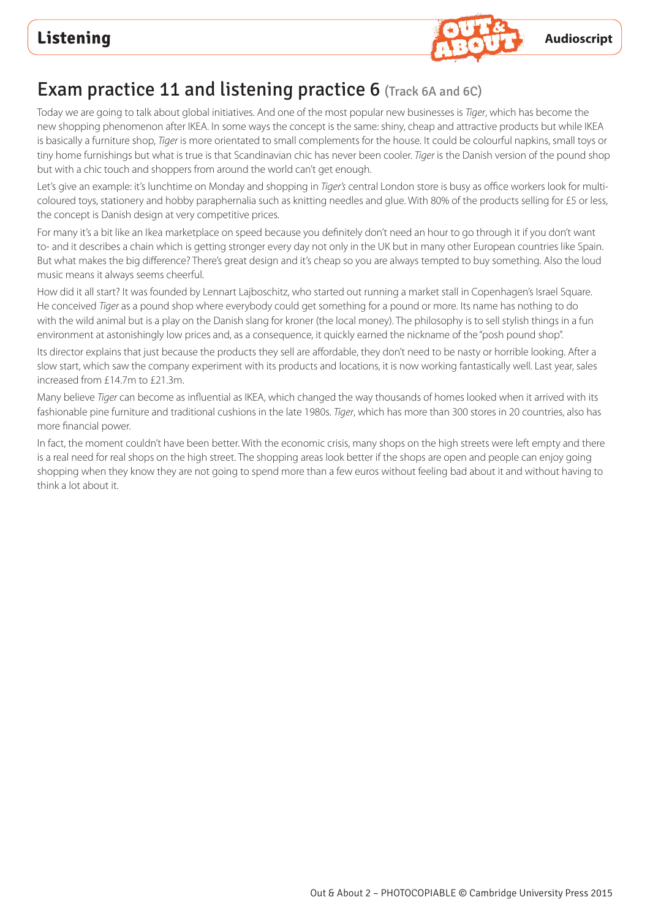# Exam practice 11 and listening practice 6 (Track 6A and 6C)

Today we are going to talk about global initiatives. And one of the most popular new businesses is *Tiger*, which has become the new shopping phenomenon after IKEA. In some ways the concept is the same: shiny, cheap and attractive products but while IKEA is basically a furniture shop, *Tiger* is more orientated to small complements for the house. It could be colourful napkins, small toys or tiny home furnishings but what is true is that Scandinavian chic has never been cooler. *Tiger* is the Danish version of the pound shop but with a chic touch and shoppers from around the world can't get enough.

Let's give an example: it's lunchtime on Monday and shopping in *Tiger's* central London store is busy as office workers look for multi-coloured toys, stationery and hobby paraphernalia such as knitting needles and glue. With 80% of the products selling for £5 or less, the concept is Danish design at very competitive prices.

For many it's a bit like an Ikea marketplace on speed because you definitely don't need an hour to go through it if you don't want to- and it describes a chain which is getting stronger every day not only in the UK but in many other European countries like Spain. But what makes the big difference? There's great design and it's cheap so you are always tempted to buy something. Also the loud music means it always seems cheerful.

How did it all start? It was founded by Lennart Lajboschitz, who started out running a market stall in Copenhagen's Israel Square. He conceived *Tiger* as a pound shop where everybody could get something for a pound or more. Its name has nothing to do with the wild animal but is a play on the Danish slang for kroner (the local money). The philosophy is to sell stylish things in a fun environment at astonishingly low prices and, as a consequence, it quickly earned the nickname of the "posh pound shop".

Its director explains that just because the products they sell are affordable, they don't need to be nasty or horrible looking. After a slow start, which saw the company experiment with its products and locations, it is now working fantastically well. Last year, sales increased from £14.7m to £21.3m.

Many believe *Tiger* can become as influential as IKEA, which changed the way thousands of homes looked when it arrived with its fashionable pine furniture and traditional cushions in the late 1980s. *Tiger*, which has more than 300 stores in 20 countries, also has more financial power.

In fact, the moment couldn't have been better. With the economic crisis, many shops on the high streets were left empty and there is a real need for real shops on the high street. The shopping areas look better if the shops are open and people can enjoy going shopping when they know they are not going to spend more than a few euros without feeling bad about it and without having to think a lot about it.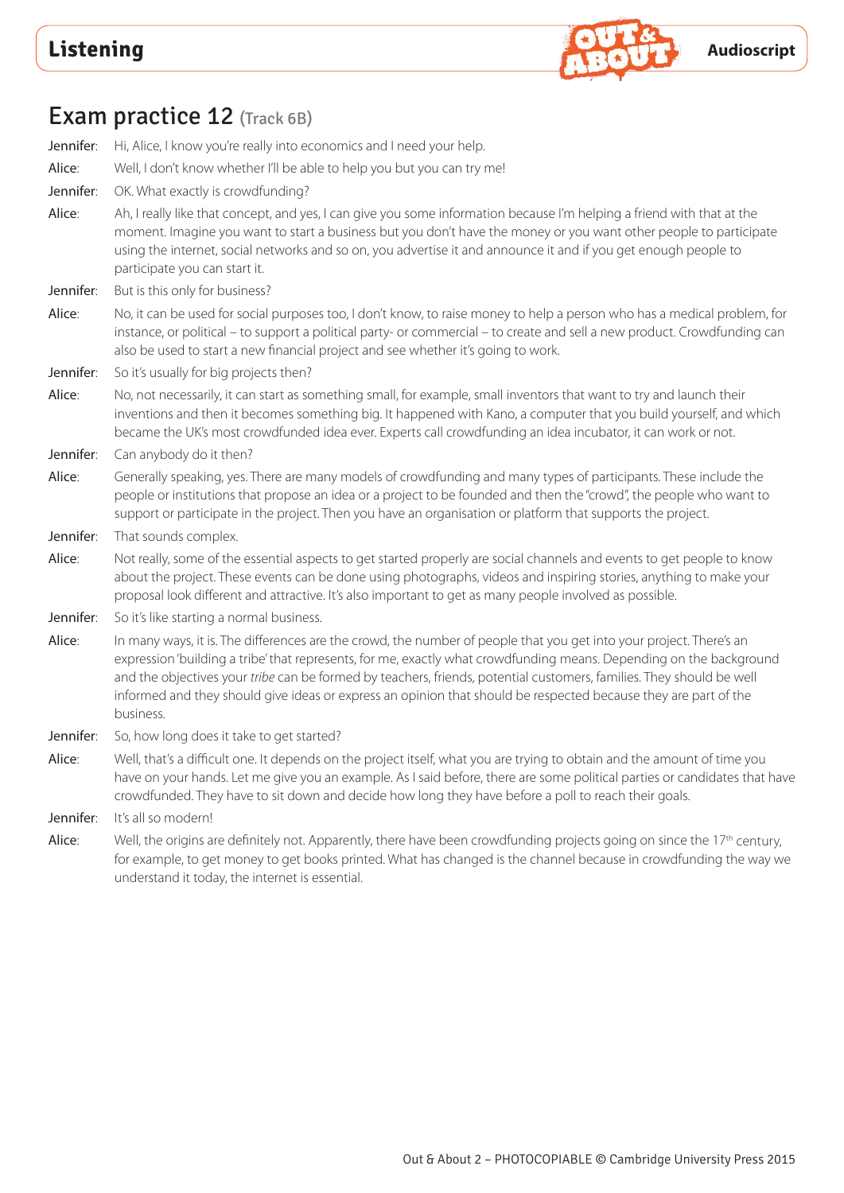# Exam practice 12 (Track 6B)

**Jennifer**: Hi, Alice, I know you're really into economics and I need your help.

**Alice**: Well, I don't know whether I'll be able to help you but you can try me!

**Jennifer**: OK. What exactly is crowdfunding?

**Alice**: Ah, I really like that concept, and yes, I can give you some information because I'm helping a friend with that at the moment. Imagine you want to start a business but you don't have the money or you want other people to participate using the internet, social networks and so on, you advertise it and announce it and if you get enough people to participate you can start it.

**Jennifer**: But is this only for business?

**Alice**: No, it can be used for social purposes too, I don't know, to raise money to help a person who has a medical problem, for instance, or political – to support a political party- or commercial – to create and sell a new product. Crowdfunding can also be used to start a new financial project and see whether it's going to work.

**Jennifer**: So it's usually for big projects then?

**Alice**: No, not necessarily, it can start as something small, for example, small inventors that want to try and launch their inventions and then it becomes something big. It happened with Kano, a computer that you build yourself, and which became the UK's most crowdfunded idea ever. Experts call crowdfunding an idea incubator, it can work or not.

**Jennifer**: Can anybody do it then?

**Alice**: Generally speaking, yes. There are many models of crowdfunding and many types of participants. These include the people or institutions that propose an idea or a project to be founded and then the "crowd", the people who want to support or participate in the project. Then you have an organisation or platform that supports the project.

**Jennifer**: That sounds complex.

**Alice**: Not really, some of the essential aspects to get started properly are social channels and events to get people to know about the project. These events can be done using photographs, videos and inspiring stories, anything to make your proposal look different and attractive. It's also important to get as many people involved as possible.

**Jennifer**: So it's like starting a normal business.

**Alice**: In many ways, it is. The differences are the crowd, the number of people that you get into your project. There's an expression 'building a tribe' that represents, for me, exactly what crowdfunding means. Depending on the background and the objectives your *tribe* can be formed by teachers, friends, potential customers, families. They should be well informed and they should give ideas or express an opinion that should be respected because they are part of the business.

**Jennifer**: So, how long does it take to get started?

**Alice**: Well, that's a difficult one. It depends on the project itself, what you are trying to obtain and the amount of time you have on your hands. Let me give you an example. As I said before, there are some political parties or candidates that have crowdfunded. They have to sit down and decide how long they have before a poll to reach their goals.

**Jennifer**: It's all so modern!

**Alice**: Well, the origins are definitely not. Apparently, there have been crowdfunding projects going on since the 17th century, for example, to get money to get books printed. What has changed is the channel because in crowdfunding the way we understand it today, the internet is essential.